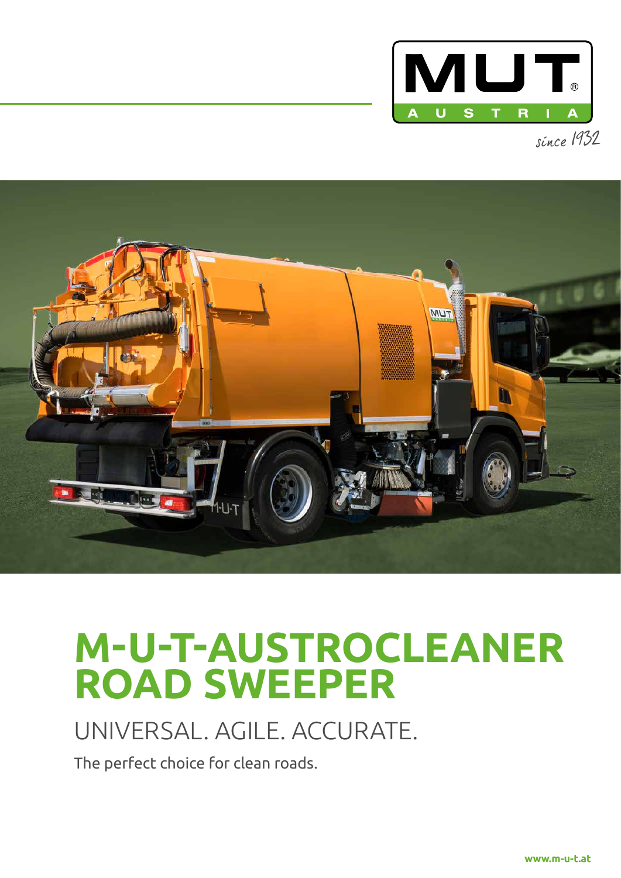MUT AUSTRIA

since 1932

# M-U-T-AUSTROCLEANER ROAD SWEEPER

## UNIVERSAL. AGILE. ACCURATE.

The perfect choice for clean roads.

www.m-u-t.at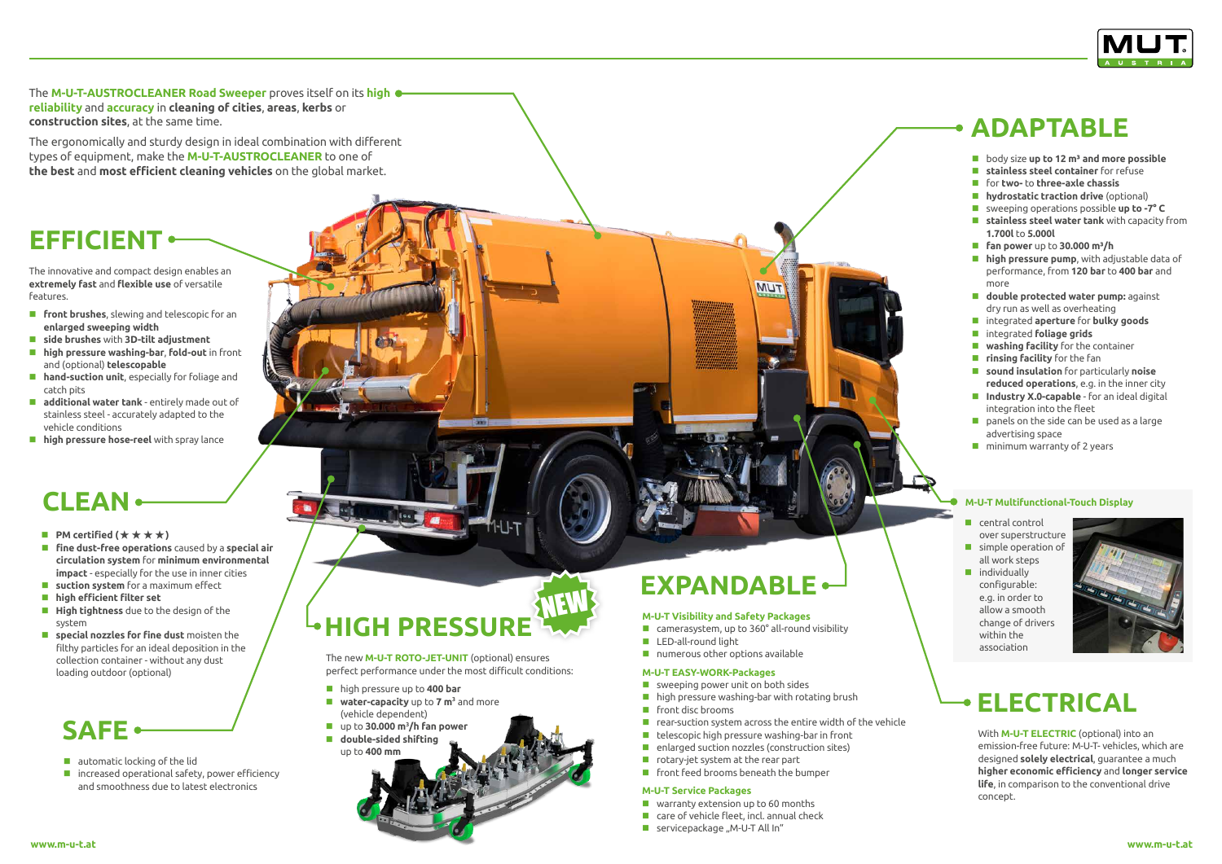The **M-U-T-AUSTROCLEANER Road Sweeper** proves itself on its **high reliability** and **accuracy** in **cleaning of cities**, **areas**, **kerbs** or **construction sites**, at the same time.

The ergonomically and sturdy design in ideal combination with different types of equipment, make the **M-U-T-AUSTROCLEANER** to one of **the best** and **most efficient cleaning vehicles** on the global market.

## EFFICIENT

The innovative and compact design enables an **extremely fast** and **flexible use** of versatile features.

- **front brushes**, slewing and telescopic for an **enlarged sweeping width**
- **side brushes** with **3D-tilt adjustment**
- **high pressure washing-bar**, **fold-out** in front and (optional) **telescopable**
- **hand-suction unit**, especially for foliage and catch pits
- **additional water tank** - entirely made out of stainless steel - accurately adapted to the vehicle conditions
- **high pressure hose-reel** with spray lance

## CLEAN

- **PM certified (★ ★ ★ ★)**
- **fine dust-free operations** caused by a **special air circulation system** for **minimum environmental impact** - especially for the use in inner cities
- **suction system** for a maximum effect
- **high efficient filter set**
- **High tightness** due to the design of the system
- **special nozzles for fine dust** moisten the filthy particles for an ideal deposition in the collection container - without any dust loading outdoor (optional)

## SAFE

- automatic locking of the lid
- increased operational safety, power efficiency and smoothness due to latest electronics

## HIGH PRESSURE NEW

The new **M-U-T ROTO-JET-UNIT** (optional) ensures perfect performance under the most difficult conditions:

- high pressure up to **400 bar**
- **water-capacity** up to **7 m³** and more (vehicle dependent)
- up to **30.000 m³/h fan power**
- **double-sided shifting** up to **400 mm**

## EXPANDABLE

### M-U-T Visibility and Safety Packages

- camerasystem, up to 360° all-round visibility
- LED-all-round light
- numerous other options available

### M-U-T EASY-WORK-Packages

- sweeping power unit on both sides
- high pressure washing-bar with rotating brush
- front disc brooms
- rear-suction system across the entire width of the vehicle
- telescopic high pressure washing-bar in front
- enlarged suction nozzles (construction sites)
- rotary-jet system at the rear part
- front feed brooms beneath the bumper

### M-U-T Service Packages

- warranty extension up to 60 months
- care of vehicle fleet, incl. annual check
- servicepackage „M-U-T All In"

## ADAPTABLE

- body size **up to 12 m³ and more possible**
- **stainless steel container** for refuse
- for **two-** to **three-axle chassis**
- **hydrostatic traction drive** (optional)
- sweeping operations possible **up to -7° C**
- **stainless steel water tank** with capacity from **1.700l** to **5.000l**
- **fan power** up to **30.000 m³/h**
- **high pressure pump**, with adjustable data of performance, from **120 bar** to **400 bar** and more
- **double protected water pump:** against dry run as well as overheating
- integrated **aperture** for **bulky goods**
- integrated **foliage grids**
- **washing facility** for the container
- **rinsing facility** for the fan
- **sound insulation** for particularly **noise reduced operations**, e.g. in the inner city
- **Industry X.0-capable** - for an ideal digital integration into the fleet
- panels on the side can be used as a large advertising space
- minimum warranty of 2 years

### M-U-T Multifunctional-Touch Display

- central control over superstructure
- simple operation of all work steps
- individually configurable: e.g. in order to allow a smooth change of drivers within the association

## ELECTRICAL

With **M-U-T ELECTRIC** (optional) into an emission-free future: M-U-T- vehicles, which are designed **solely electrical**, guarantee a much **higher economic efficiency** and **longer service life**, in comparison to the conventional drive concept.

www.m-u-t.at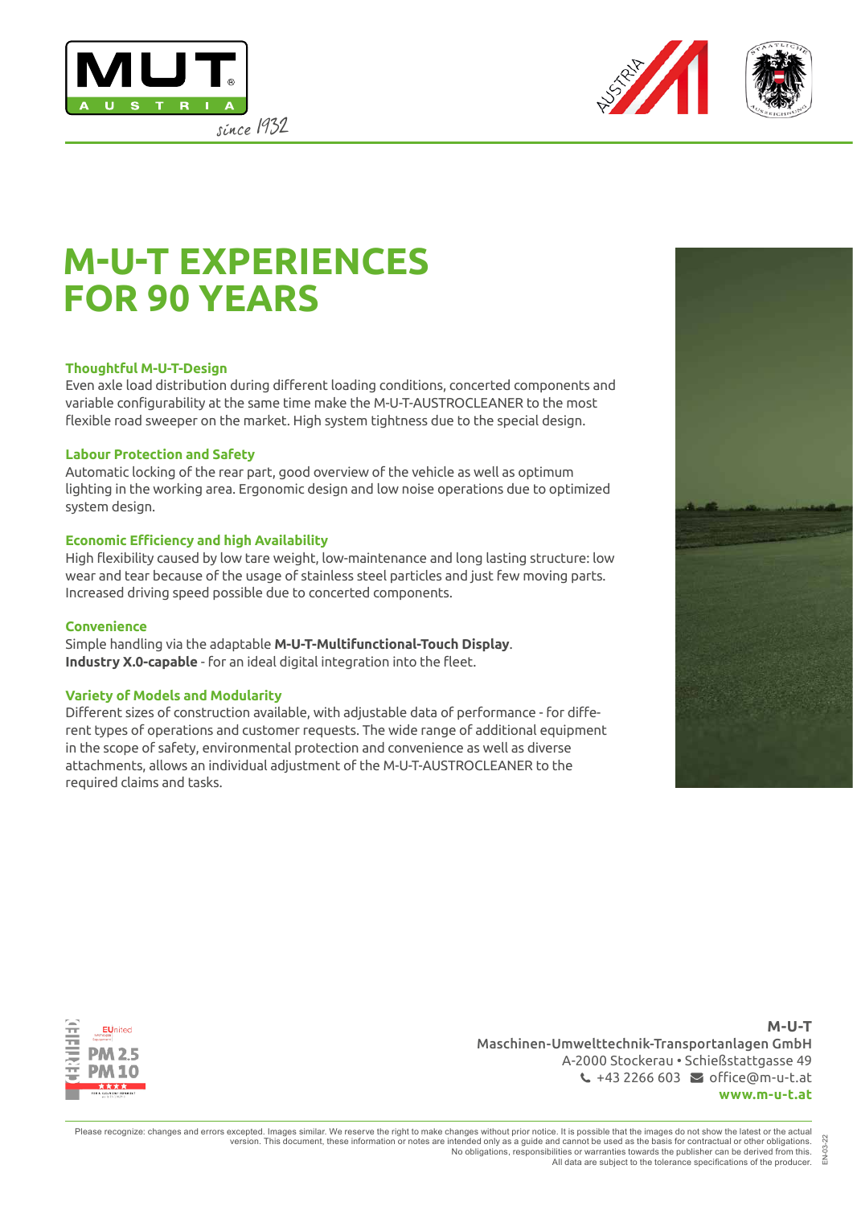# M-U-T EXPERIENCES FOR 90 YEARS

### Thoughtful M-U-T-Design

Even axle load distribution during different loading conditions, concerted components and variable configurability at the same time make the M-U-T-AUSTROCLEANER to the most flexible road sweeper on the market. High system tightness due to the special design.

### Labour Protection and Safety

Automatic locking of the rear part, good overview of the vehicle as well as optimum lighting in the working area. Ergonomic design and low noise operations due to optimized system design.

### Economic Efficiency and high Availability

High flexibility caused by low tare weight, low-maintenance and long lasting structure: low wear and tear because of the usage of stainless steel particles and just few moving parts. Increased driving speed possible due to concerted components.

### Convenience

Simple handling via the adaptable **M-U-T-Multifunctional-Touch Display**.
**Industry X.0-capable** - for an ideal digital integration into the fleet.

### Variety of Models and Modularity

Different sizes of construction available, with adjustable data of performance - for different types of operations and customer requests. The wide range of additional equipment in the scope of safety, environmental protection and convenience as well as diverse attachments, allows an individual adjustment of the M-U-T-AUSTROCLEANER to the required claims and tasks.

CERTIFIED
EUnited
PM 2.5
PM 10

**M-U-T**
Maschinen-Umwelttechnik-Transportanlagen GmbH
A-2000 Stockerau • Schießstattgasse 49
+43 2266 603 office@m-u-t.at
**www.m-u-t.at**

Please recognize: changes and errors excepted. Images similar. We reserve the right to make changes without prior notice. It is possible that the images do not show the latest or the actual version. This document, these information or notes are intended only as a guide and cannot be used as the basis for contractual or other obligations. No obligations, responsibilities or warranties towards the publisher can be derived from this. All data are subject to the tolerance specifications of the producer.

EN-03-22